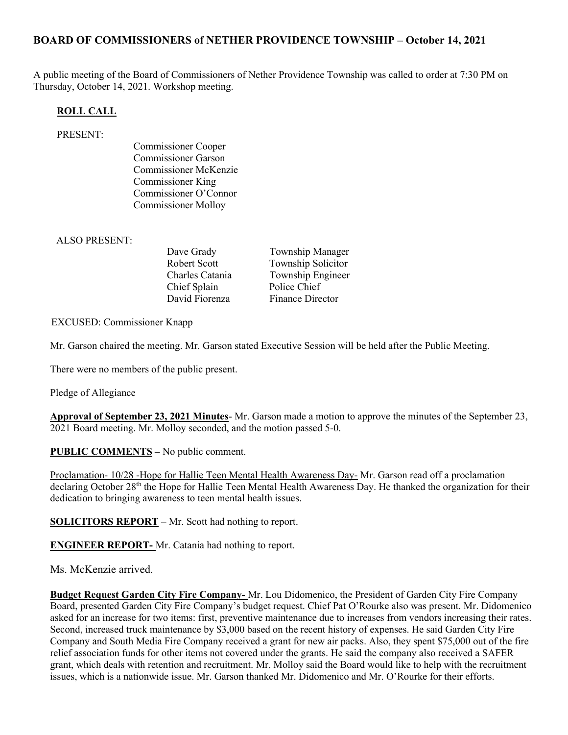# BOARD OF COMMISSIONERS of NETHER PROVIDENCE TOWNSHIP – October 14, 2021

A public meeting of the Board of Commissioners of Nether Providence Township was called to order at 7:30 PM on Thursday, October 14, 2021. Workshop meeting.

## ROLL CALL

PRESENT:

Commissioner Cooper
Commissioner Garson
Commissioner McKenzie
Commissioner King
Commissioner O'Connor
Commissioner Molloy

ALSO PRESENT:

| | |
|---|---|
| Dave Grady | Township Manager |
| Robert Scott | Township Solicitor |
| Charles Catania | Township Engineer |
| Chief Splain | Police Chief |
| David Fiorenza | Finance Director |

EXCUSED: Commissioner Knapp

Mr. Garson chaired the meeting. Mr. Garson stated Executive Session will be held after the Public Meeting.

There were no members of the public present.

Pledge of Allegiance

**Approval of September 23, 2021 Minutes**- Mr. Garson made a motion to approve the minutes of the September 23, 2021 Board meeting. Mr. Molloy seconded, and the motion passed 5-0.

**PUBLIC COMMENTS** – No public comment.

Proclamation- 10/28 -Hope for Hallie Teen Mental Health Awareness Day- Mr. Garson read off a proclamation declaring October 28th the Hope for Hallie Teen Mental Health Awareness Day. He thanked the organization for their dedication to bringing awareness to teen mental health issues.

**SOLICITORS REPORT** – Mr. Scott had nothing to report.

**ENGINEER REPORT-** Mr. Catania had nothing to report.

Ms. McKenzie arrived.

**Budget Request Garden City Fire Company-** Mr. Lou Didomenico, the President of Garden City Fire Company Board, presented Garden City Fire Company's budget request. Chief Pat O'Rourke also was present. Mr. Didomenico asked for an increase for two items: first, preventive maintenance due to increases from vendors increasing their rates. Second, increased truck maintenance by $3,000 based on the recent history of expenses. He said Garden City Fire Company and South Media Fire Company received a grant for new air packs. Also, they spent $75,000 out of the fire relief association funds for other items not covered under the grants. He said the company also received a SAFER grant, which deals with retention and recruitment. Mr. Molloy said the Board would like to help with the recruitment issues, which is a nationwide issue. Mr. Garson thanked Mr. Didomenico and Mr. O'Rourke for their efforts.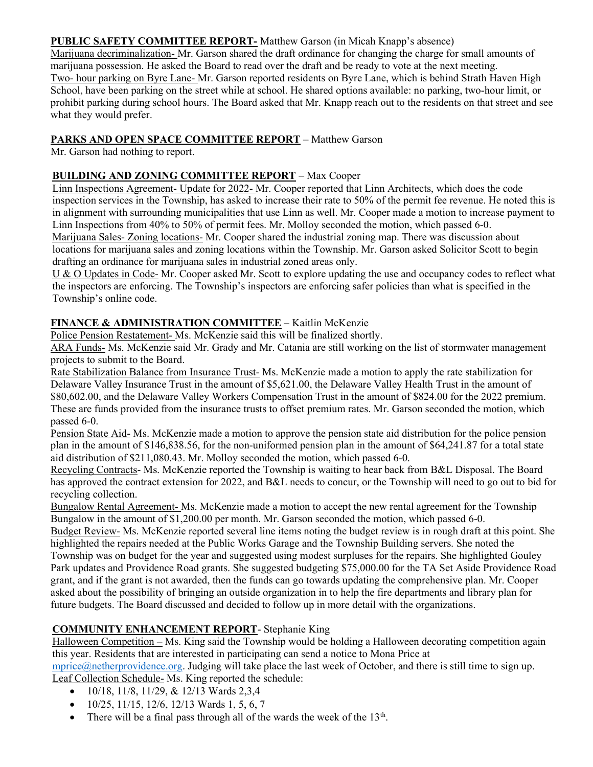**PUBLIC SAFETY COMMITTEE REPORT-** Matthew Garson (in Micah Knapp's absence)

Marijuana decriminalization- Mr. Garson shared the draft ordinance for changing the charge for small amounts of marijuana possession. He asked the Board to read over the draft and be ready to vote at the next meeting.

Two- hour parking on Byre Lane- Mr. Garson reported residents on Byre Lane, which is behind Strath Haven High School, have been parking on the street while at school. He shared options available: no parking, two-hour limit, or prohibit parking during school hours. The Board asked that Mr. Knapp reach out to the residents on that street and see what they would prefer.

**PARKS AND OPEN SPACE COMMITTEE REPORT** – Matthew Garson

Mr. Garson had nothing to report.

**BUILDING AND ZONING COMMITTEE REPORT** – Max Cooper

Linn Inspections Agreement- Update for 2022- Mr. Cooper reported that Linn Architects, which does the code inspection services in the Township, has asked to increase their rate to 50% of the permit fee revenue. He noted this is in alignment with surrounding municipalities that use Linn as well. Mr. Cooper made a motion to increase payment to Linn Inspections from 40% to 50% of permit fees. Mr. Molloy seconded the motion, which passed 6-0.

Marijuana Sales- Zoning locations- Mr. Cooper shared the industrial zoning map. There was discussion about locations for marijuana sales and zoning locations within the Township. Mr. Garson asked Solicitor Scott to begin drafting an ordinance for marijuana sales in industrial zoned areas only.

U & O Updates in Code- Mr. Cooper asked Mr. Scott to explore updating the use and occupancy codes to reflect what the inspectors are enforcing. The Township's inspectors are enforcing safer policies than what is specified in the Township's online code.

**FINANCE & ADMINISTRATION COMMITTEE –** Kaitlin McKenzie

Police Pension Restatement- Ms. McKenzie said this will be finalized shortly.

ARA Funds- Ms. McKenzie said Mr. Grady and Mr. Catania are still working on the list of stormwater management projects to submit to the Board.

Rate Stabilization Balance from Insurance Trust- Ms. McKenzie made a motion to apply the rate stabilization for Delaware Valley Insurance Trust in the amount of $5,621.00, the Delaware Valley Health Trust in the amount of $80,602.00, and the Delaware Valley Workers Compensation Trust in the amount of $824.00 for the 2022 premium. These are funds provided from the insurance trusts to offset premium rates. Mr. Garson seconded the motion, which passed 6-0.

Pension State Aid- Ms. McKenzie made a motion to approve the pension state aid distribution for the police pension plan in the amount of $146,838.56, for the non-uniformed pension plan in the amount of $64,241.87 for a total state aid distribution of $211,080.43. Mr. Molloy seconded the motion, which passed 6-0.

Recycling Contracts- Ms. McKenzie reported the Township is waiting to hear back from B&L Disposal. The Board has approved the contract extension for 2022, and B&L needs to concur, or the Township will need to go out to bid for recycling collection.

Bungalow Rental Agreement- Ms. McKenzie made a motion to accept the new rental agreement for the Township Bungalow in the amount of $1,200.00 per month. Mr. Garson seconded the motion, which passed 6-0.

Budget Review- Ms. McKenzie reported several line items noting the budget review is in rough draft at this point. She highlighted the repairs needed at the Public Works Garage and the Township Building servers. She noted the Township was on budget for the year and suggested using modest surpluses for the repairs. She highlighted Gouley Park updates and Providence Road grants. She suggested budgeting $75,000.00 for the TA Set Aside Providence Road grant, and if the grant is not awarded, then the funds can go towards updating the comprehensive plan. Mr. Cooper asked about the possibility of bringing an outside organization in to help the fire departments and library plan for future budgets. The Board discussed and decided to follow up in more detail with the organizations.

**COMMUNITY ENHANCEMENT REPORT**- Stephanie King

Halloween Competition – Ms. King said the Township would be holding a Halloween decorating competition again this year. Residents that are interested in participating can send a notice to Mona Price at mprice@netherprovidence.org. Judging will take place the last week of October, and there is still time to sign up.

Leaf Collection Schedule- Ms. King reported the schedule:

- 10/18, 11/8, 11/29, & 12/13 Wards 2,3,4
- 10/25, 11/15, 12/6, 12/13 Wards 1, 5, 6, 7
- There will be a final pass through all of the wards the week of the 13th.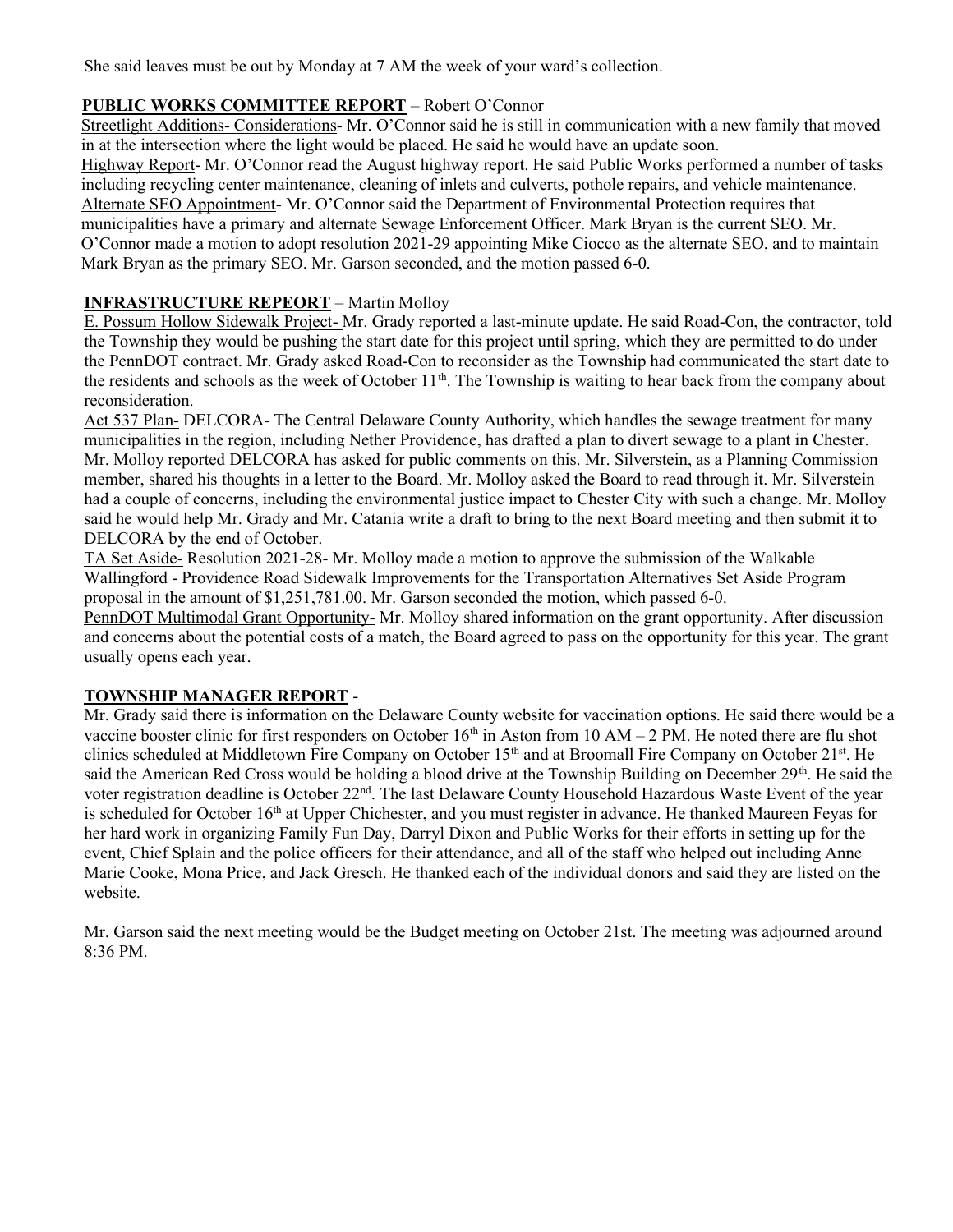She said leaves must be out by Monday at 7 AM the week of your ward's collection.

**PUBLIC WORKS COMMITTEE REPORT** – Robert O'Connor

Streetlight Additions- Considerations- Mr. O'Connor said he is still in communication with a new family that moved in at the intersection where the light would be placed. He said he would have an update soon.

Highway Report- Mr. O'Connor read the August highway report. He said Public Works performed a number of tasks including recycling center maintenance, cleaning of inlets and culverts, pothole repairs, and vehicle maintenance.

Alternate SEO Appointment- Mr. O'Connor said the Department of Environmental Protection requires that municipalities have a primary and alternate Sewage Enforcement Officer. Mark Bryan is the current SEO. Mr. O'Connor made a motion to adopt resolution 2021-29 appointing Mike Ciocco as the alternate SEO, and to maintain Mark Bryan as the primary SEO. Mr. Garson seconded, and the motion passed 6-0.

**INFRASTRUCTURE REPEORT** – Martin Molloy

E. Possum Hollow Sidewalk Project- Mr. Grady reported a last-minute update. He said Road-Con, the contractor, told the Township they would be pushing the start date for this project until spring, which they are permitted to do under the PennDOT contract. Mr. Grady asked Road-Con to reconsider as the Township had communicated the start date to the residents and schools as the week of October 11th. The Township is waiting to hear back from the company about reconsideration.

Act 537 Plan- DELCORA- The Central Delaware County Authority, which handles the sewage treatment for many municipalities in the region, including Nether Providence, has drafted a plan to divert sewage to a plant in Chester. Mr. Molloy reported DELCORA has asked for public comments on this. Mr. Silverstein, as a Planning Commission member, shared his thoughts in a letter to the Board. Mr. Molloy asked the Board to read through it. Mr. Silverstein had a couple of concerns, including the environmental justice impact to Chester City with such a change. Mr. Molloy said he would help Mr. Grady and Mr. Catania write a draft to bring to the next Board meeting and then submit it to DELCORA by the end of October.

TA Set Aside- Resolution 2021-28- Mr. Molloy made a motion to approve the submission of the Walkable Wallingford - Providence Road Sidewalk Improvements for the Transportation Alternatives Set Aside Program proposal in the amount of $1,251,781.00. Mr. Garson seconded the motion, which passed 6-0.

PennDOT Multimodal Grant Opportunity- Mr. Molloy shared information on the grant opportunity. After discussion and concerns about the potential costs of a match, the Board agreed to pass on the opportunity for this year. The grant usually opens each year.

**TOWNSHIP MANAGER REPORT** -

Mr. Grady said there is information on the Delaware County website for vaccination options. He said there would be a vaccine booster clinic for first responders on October 16th in Aston from 10 AM – 2 PM. He noted there are flu shot clinics scheduled at Middletown Fire Company on October 15th and at Broomall Fire Company on October 21st. He said the American Red Cross would be holding a blood drive at the Township Building on December 29th. He said the voter registration deadline is October 22nd. The last Delaware County Household Hazardous Waste Event of the year is scheduled for October 16th at Upper Chichester, and you must register in advance. He thanked Maureen Feyas for her hard work in organizing Family Fun Day, Darryl Dixon and Public Works for their efforts in setting up for the event, Chief Splain and the police officers for their attendance, and all of the staff who helped out including Anne Marie Cooke, Mona Price, and Jack Gresch. He thanked each of the individual donors and said they are listed on the website.

Mr. Garson said the next meeting would be the Budget meeting on October 21st. The meeting was adjourned around 8:36 PM.